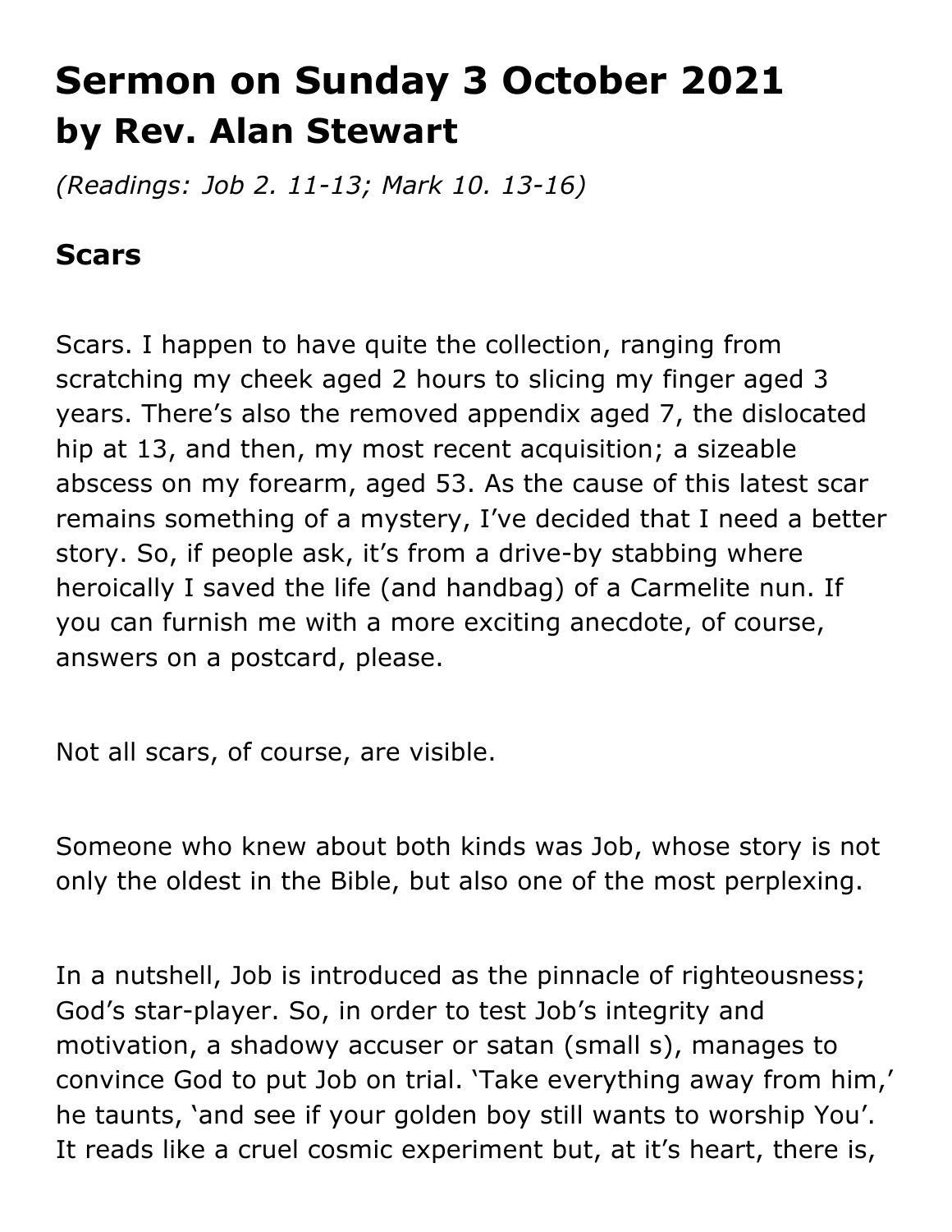# Sermon on Sunday 3 October 2021
## by Rev. Alan Stewart

*(Readings: Job 2. 11-13; Mark 10. 13-16)*

### Scars

Scars. I happen to have quite the collection, ranging from scratching my cheek aged 2 hours to slicing my finger aged 3 years. There's also the removed appendix aged 7, the dislocated hip at 13, and then, my most recent acquisition; a sizeable abscess on my forearm, aged 53. As the cause of this latest scar remains something of a mystery, I've decided that I need a better story. So, if people ask, it's from a drive-by stabbing where heroically I saved the life (and handbag) of a Carmelite nun. If you can furnish me with a more exciting anecdote, of course, answers on a postcard, please.

Not all scars, of course, are visible.

Someone who knew about both kinds was Job, whose story is not only the oldest in the Bible, but also one of the most perplexing.

In a nutshell, Job is introduced as the pinnacle of righteousness; God's star-player. So, in order to test Job's integrity and motivation, a shadowy accuser or satan (small s), manages to convince God to put Job on trial. 'Take everything away from him,' he taunts, 'and see if your golden boy still wants to worship You'. It reads like a cruel cosmic experiment but, at it's heart, there is,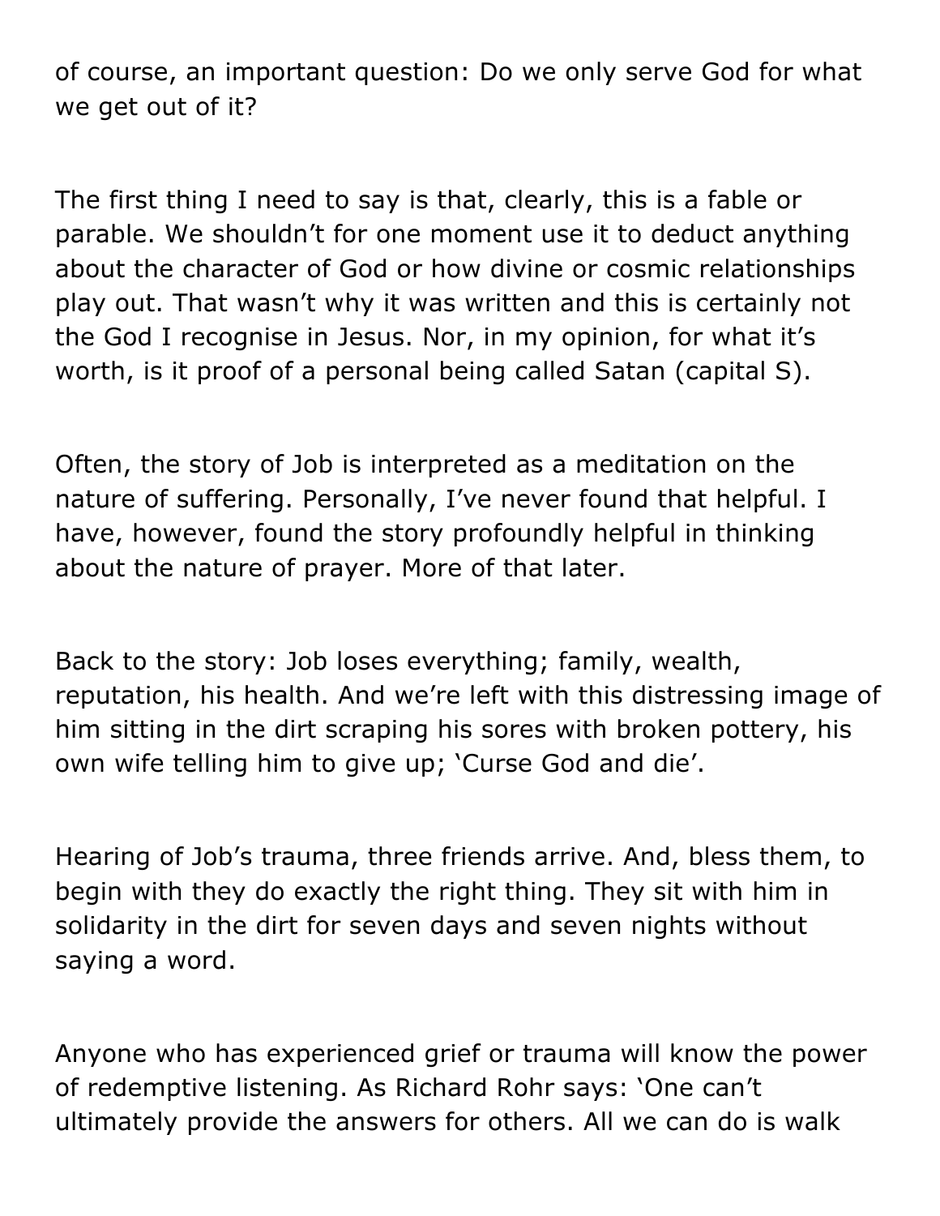of course, an important question: Do we only serve God for what we get out of it?

The first thing I need to say is that, clearly, this is a fable or parable. We shouldn't for one moment use it to deduct anything about the character of God or how divine or cosmic relationships play out. That wasn't why it was written and this is certainly not the God I recognise in Jesus. Nor, in my opinion, for what it's worth, is it proof of a personal being called Satan (capital S).

Often, the story of Job is interpreted as a meditation on the nature of suffering. Personally, I've never found that helpful. I have, however, found the story profoundly helpful in thinking about the nature of prayer. More of that later.

Back to the story: Job loses everything; family, wealth, reputation, his health. And we're left with this distressing image of him sitting in the dirt scraping his sores with broken pottery, his own wife telling him to give up; 'Curse God and die'.

Hearing of Job's trauma, three friends arrive. And, bless them, to begin with they do exactly the right thing. They sit with him in solidarity in the dirt for seven days and seven nights without saying a word.

Anyone who has experienced grief or trauma will know the power of redemptive listening. As Richard Rohr says: 'One can't ultimately provide the answers for others. All we can do is walk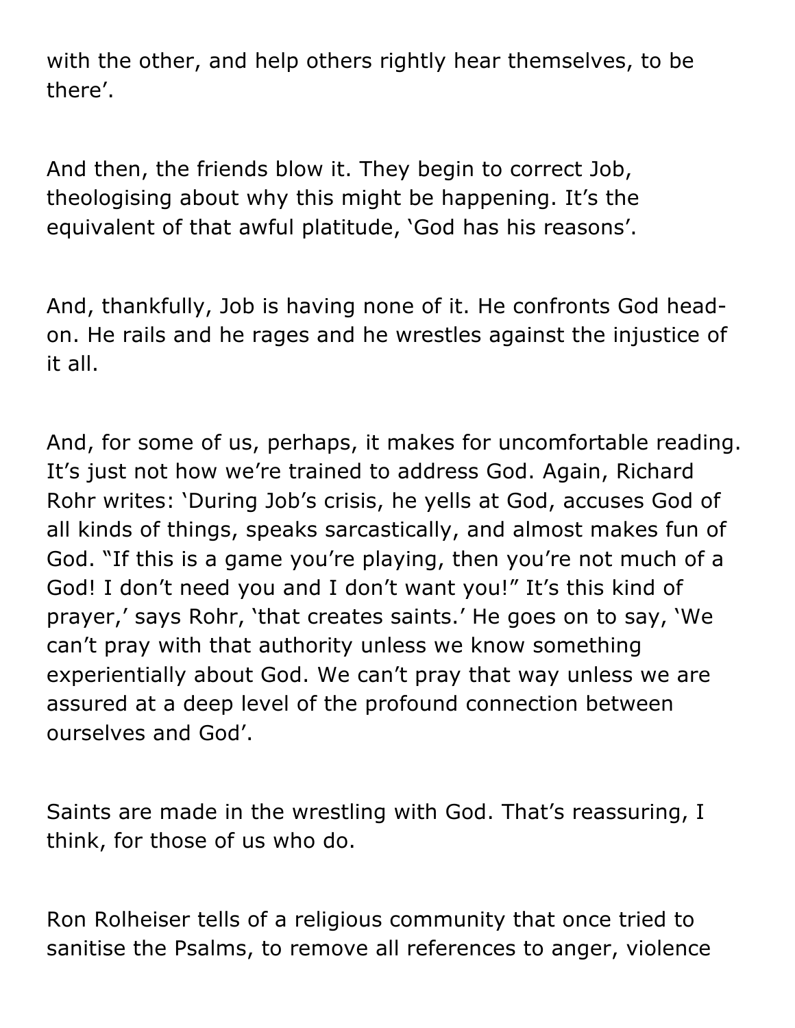with the other, and help others rightly hear themselves, to be there'.

And then, the friends blow it. They begin to correct Job, theologising about why this might be happening. It's the equivalent of that awful platitude, 'God has his reasons'.

And, thankfully, Job is having none of it. He confronts God head-on. He rails and he rages and he wrestles against the injustice of it all.

And, for some of us, perhaps, it makes for uncomfortable reading. It's just not how we're trained to address God. Again, Richard Rohr writes: 'During Job's crisis, he yells at God, accuses God of all kinds of things, speaks sarcastically, and almost makes fun of God. "If this is a game you're playing, then you're not much of a God! I don't need you and I don't want you!" It's this kind of prayer,' says Rohr, 'that creates saints.' He goes on to say, 'We can't pray with that authority unless we know something experientially about God. We can't pray that way unless we are assured at a deep level of the profound connection between ourselves and God'.

Saints are made in the wrestling with God. That's reassuring, I think, for those of us who do.

Ron Rolheiser tells of a religious community that once tried to sanitise the Psalms, to remove all references to anger, violence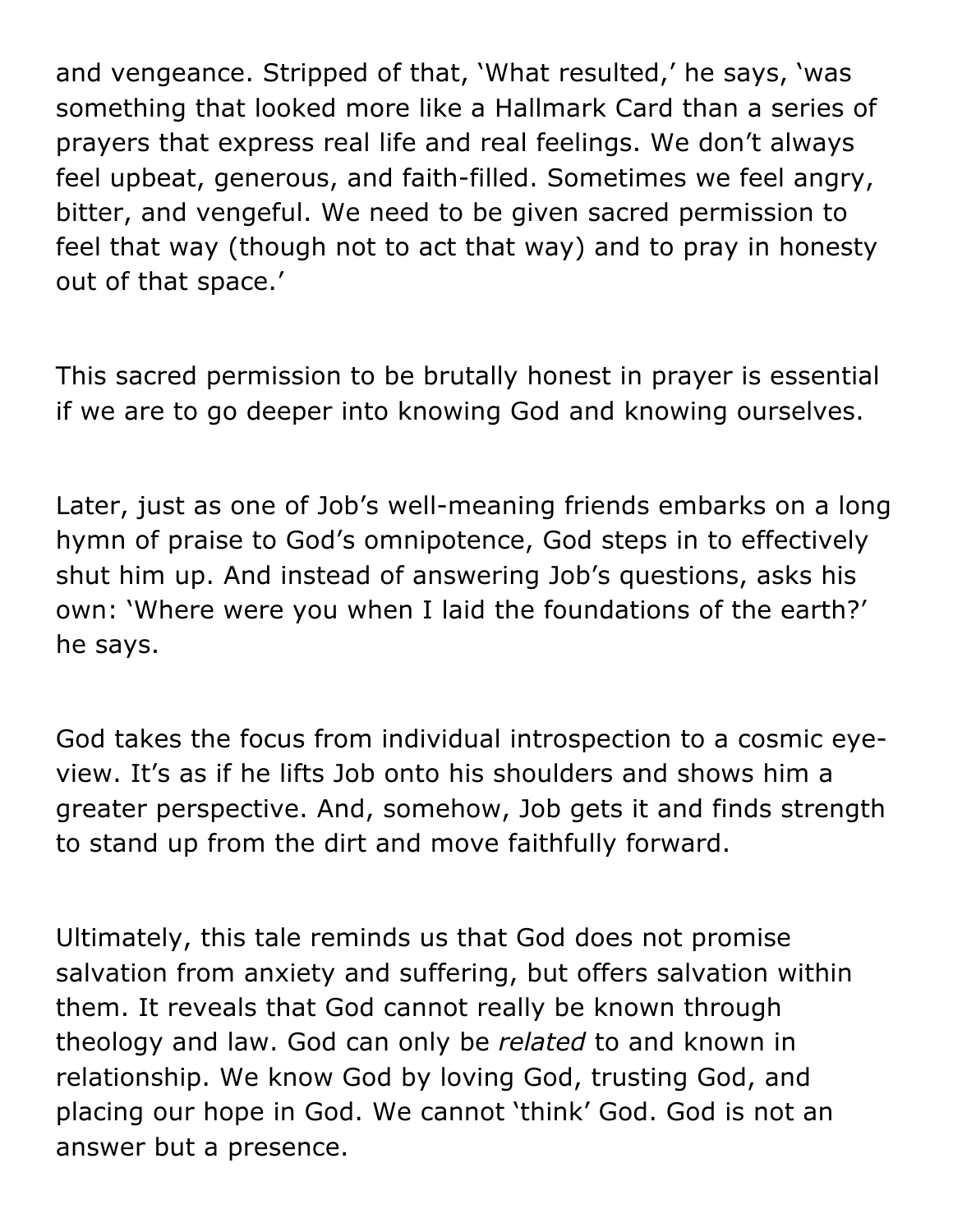and vengeance. Stripped of that, 'What resulted,' he says, 'was something that looked more like a Hallmark Card than a series of prayers that express real life and real feelings. We don't always feel upbeat, generous, and faith-filled. Sometimes we feel angry, bitter, and vengeful. We need to be given sacred permission to feel that way (though not to act that way) and to pray in honesty out of that space.'

This sacred permission to be brutally honest in prayer is essential if we are to go deeper into knowing God and knowing ourselves.

Later, just as one of Job's well-meaning friends embarks on a long hymn of praise to God's omnipotence, God steps in to effectively shut him up. And instead of answering Job's questions, asks his own: 'Where were you when I laid the foundations of the earth?' he says.

God takes the focus from individual introspection to a cosmic eye-view. It's as if he lifts Job onto his shoulders and shows him a greater perspective. And, somehow, Job gets it and finds strength to stand up from the dirt and move faithfully forward.

Ultimately, this tale reminds us that God does not promise salvation from anxiety and suffering, but offers salvation within them. It reveals that God cannot really be known through theology and law. God can only be *related* to and known in relationship. We know God by loving God, trusting God, and placing our hope in God. We cannot 'think' God. God is not an answer but a presence.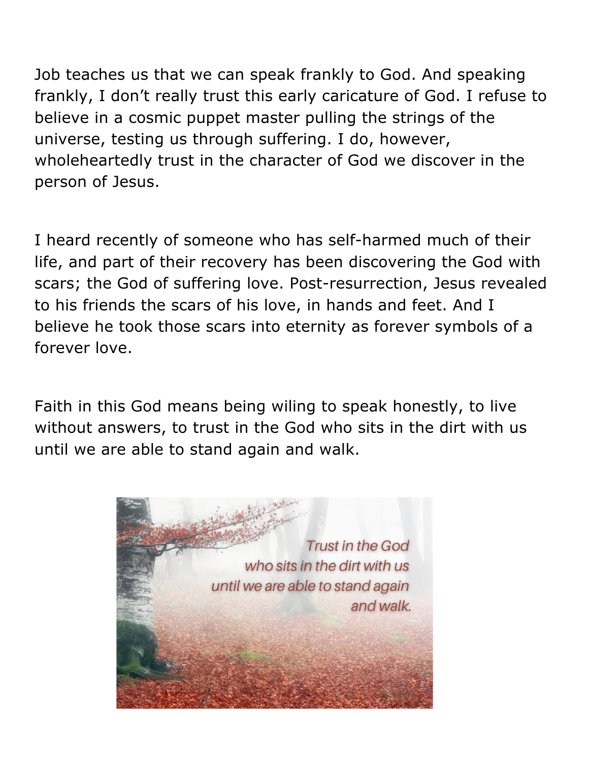Job teaches us that we can speak frankly to God. And speaking frankly, I don't really trust this early caricature of God. I refuse to believe in a cosmic puppet master pulling the strings of the universe, testing us through suffering. I do, however, wholeheartedly trust in the character of God we discover in the person of Jesus.

I heard recently of someone who has self-harmed much of their life, and part of their recovery has been discovering the God with scars; the God of suffering love. Post-resurrection, Jesus revealed to his friends the scars of his love, in hands and feet. And I believe he took those scars into eternity as forever symbols of a forever love.

Faith in this God means being wiling to speak honestly, to live without answers, to trust in the God who sits in the dirt with us until we are able to stand again and walk.

*Trust in the God who sits in the dirt with us until we are able to stand again and walk.*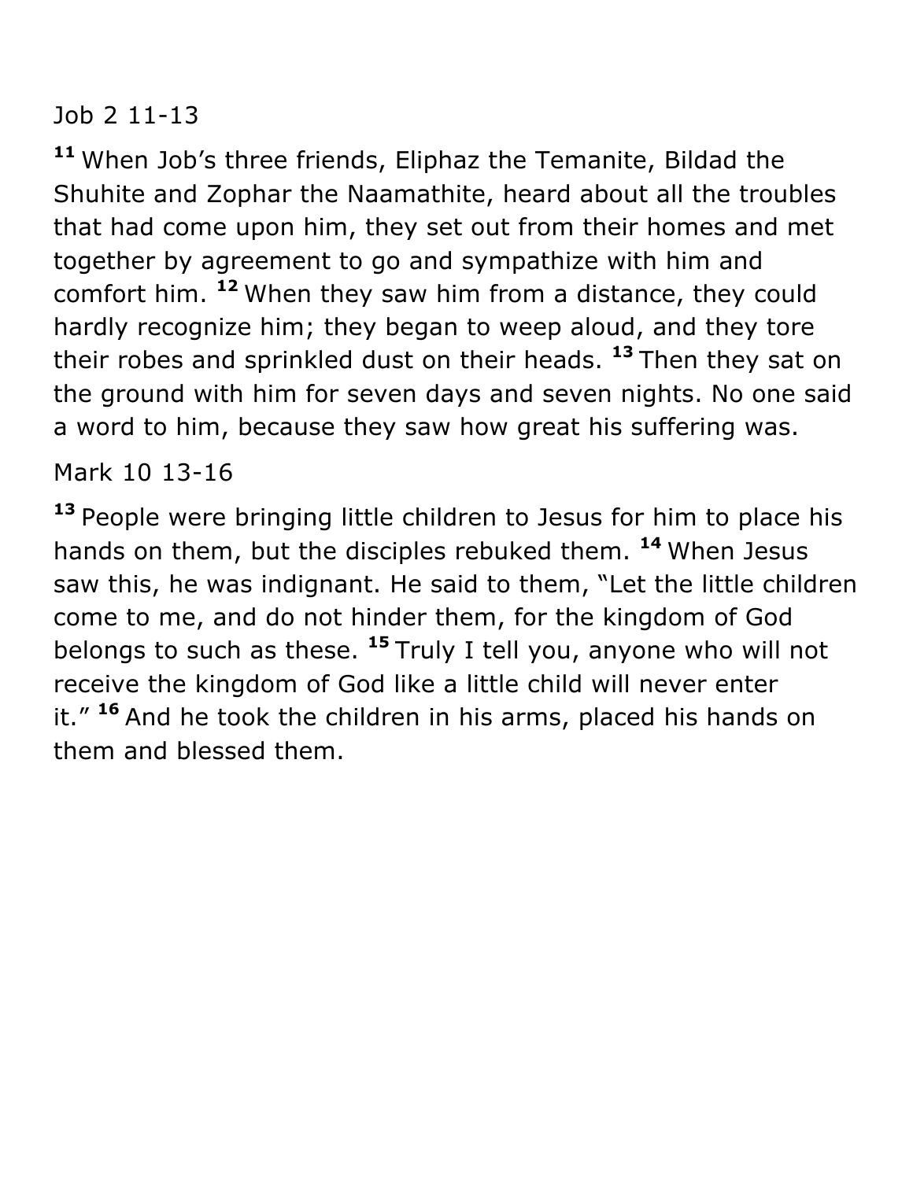Job 2 11-13

[11] When Job's three friends, Eliphaz the Temanite, Bildad the Shuhite and Zophar the Naamathite, heard about all the troubles that had come upon him, they set out from their homes and met together by agreement to go and sympathize with him and comfort him. [12] When they saw him from a distance, they could hardly recognize him; they began to weep aloud, and they tore their robes and sprinkled dust on their heads. [13] Then they sat on the ground with him for seven days and seven nights. No one said a word to him, because they saw how great his suffering was.

Mark 10 13-16

[13] People were bringing little children to Jesus for him to place his hands on them, but the disciples rebuked them. [14] When Jesus saw this, he was indignant. He said to them, "Let the little children come to me, and do not hinder them, for the kingdom of God belongs to such as these. [15] Truly I tell you, anyone who will not receive the kingdom of God like a little child will never enter it." [16] And he took the children in his arms, placed his hands on them and blessed them.